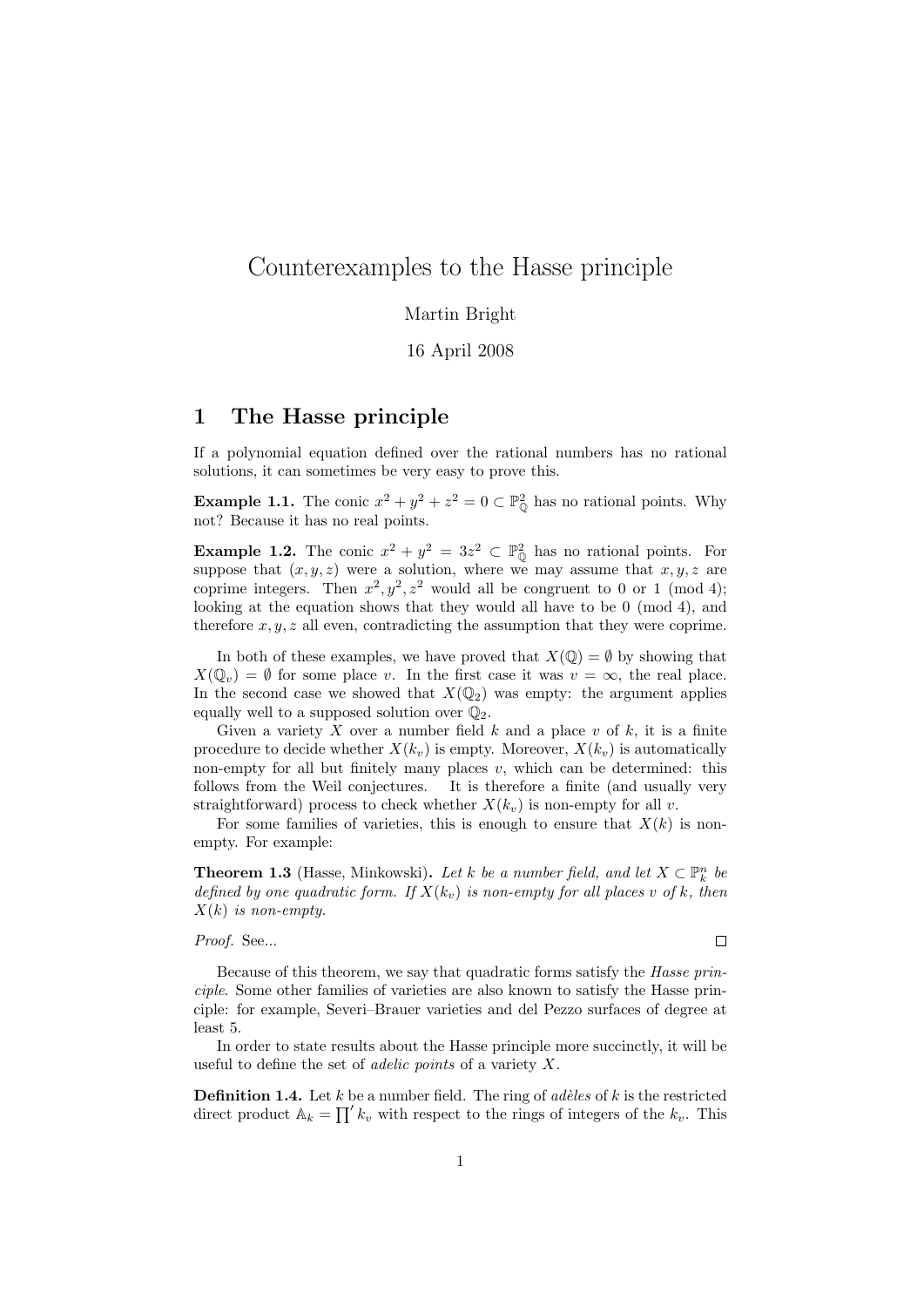# Counterexamples to the Hasse principle

Martin Bright

16 April 2008

## 1 The Hasse principle

If a polynomial equation defined over the rational numbers has no rational solutions, it can sometimes be very easy to prove this.

**Example 1.1.** The conic $x^2 + y^2 + z^2 = 0 \subset \mathbb{P}^2_{\mathbb{Q}}$ has no rational points. Why not? Because it has no real points.

**Example 1.2.** The conic $x^2 + y^2 = 3z^2 \subset \mathbb{P}^2_{\mathbb{Q}}$ has no rational points. For suppose that $(x, y, z)$ were a solution, where we may assume that $x, y, z$ are coprime integers. Then $x^2, y^2, z^2$ would all be congruent to 0 or 1 (mod 4); looking at the equation shows that they would all have to be 0 (mod 4), and therefore $x, y, z$ all even, contradicting the assumption that they were coprime.

In both of these examples, we have proved that $X(\mathbb{Q}) = \emptyset$ by showing that $X(\mathbb{Q}_v) = \emptyset$ for some place $v$. In the first case it was $v = \infty$, the real place. In the second case we showed that $X(\mathbb{Q}_2)$ was empty: the argument applies equally well to a supposed solution over $\mathbb{Q}_2$.

Given a variety $X$ over a number field $k$ and a place $v$ of $k$, it is a finite procedure to decide whether $X(k_v)$ is empty. Moreover, $X(k_v)$ is automatically non-empty for all but finitely many places $v$, which can be determined: this follows from the Weil conjectures. It is therefore a finite (and usually very straightforward) process to check whether $X(k_v)$ is non-empty for all $v$.

For some families of varieties, this is enough to ensure that $X(k)$ is non-empty. For example:

**Theorem 1.3** (Hasse, Minkowski)**.** *Let $k$ be a number field, and let $X \subset \mathbb{P}^n_k$ be defined by one quadratic form. If $X(k_v)$ is non-empty for all places $v$ of $k$, then $X(k)$ is non-empty.*

*Proof.* See... □

Because of this theorem, we say that quadratic forms satisfy the *Hasse principle*. Some other families of varieties are also known to satisfy the Hasse principle: for example, Severi–Brauer varieties and del Pezzo surfaces of degree at least 5.

In order to state results about the Hasse principle more succinctly, it will be useful to define the set of *adelic points* of a variety $X$.

**Definition 1.4.** Let $k$ be a number field. The ring of *adèles* of $k$ is the restricted direct product $\mathbb{A}_k = \prod' k_v$ with respect to the rings of integers of the $k_v$. This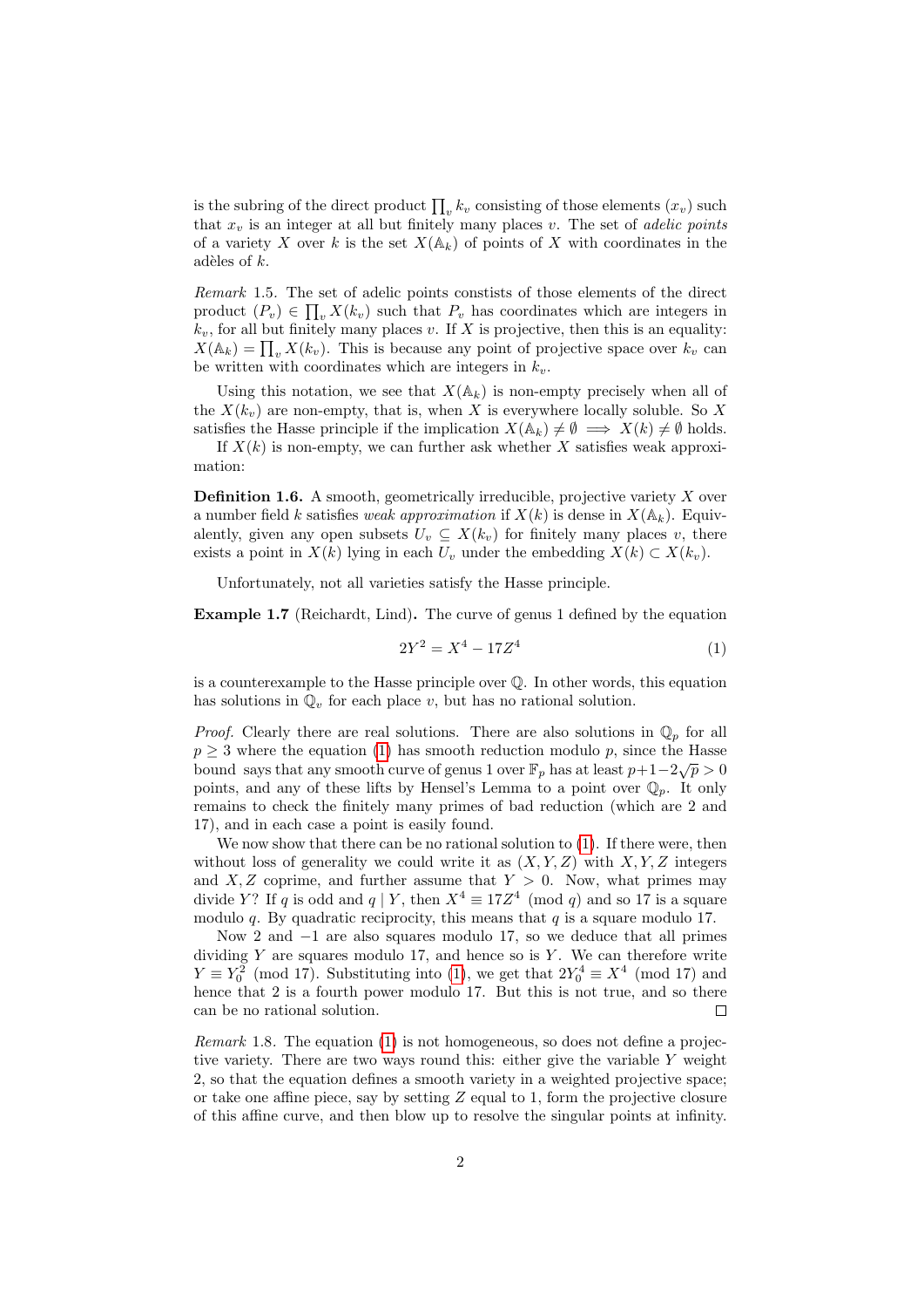is the subring of the direct product $\prod_v k_v$ consisting of those elements $(x_v)$ such that $x_v$ is an integer at all but finitely many places $v$. The set of *adelic points* of a variety $X$ over $k$ is the set $X(\mathbb{A}_k)$ of points of $X$ with coordinates in the adèles of $k$.

*Remark* 1.5. The set of adelic points constists of those elements of the direct product $(P_v) \in \prod_v X(k_v)$ such that $P_v$ has coordinates which are integers in $k_v$, for all but finitely many places $v$. If $X$ is projective, then this is an equality: $X(\mathbb{A}_k) = \prod_v X(k_v)$. This is because any point of projective space over $k_v$ can be written with coordinates which are integers in $k_v$.

Using this notation, we see that $X(\mathbb{A}_k)$ is non-empty precisely when all of the $X(k_v)$ are non-empty, that is, when $X$ is everywhere locally soluble. So $X$ satisfies the Hasse principle if the implication $X(\mathbb{A}_k) \neq \emptyset \implies X(k) \neq \emptyset$ holds.

If $X(k)$ is non-empty, we can further ask whether $X$ satisfies weak approximation:

**Definition 1.6.** A smooth, geometrically irreducible, projective variety $X$ over a number field $k$ satisfies *weak approximation* if $X(k)$ is dense in $X(\mathbb{A}_k)$. Equivalently, given any open subsets $U_v \subseteq X(k_v)$ for finitely many places $v$, there exists a point in $X(k)$ lying in each $U_v$ under the embedding $X(k) \subset X(k_v)$.

Unfortunately, not all varieties satisfy the Hasse principle.

**Example 1.7** (Reichardt, Lind)**.** The curve of genus 1 defined by the equation

$$2Y^2 = X^4 - 17Z^4 \tag{1}$$

is a counterexample to the Hasse principle over $\mathbb{Q}$. In other words, this equation has solutions in $\mathbb{Q}_v$ for each place $v$, but has no rational solution.

*Proof.* Clearly there are real solutions. There are also solutions in $\mathbb{Q}_p$ for all $p \geq 3$ where the equation (1) has smooth reduction modulo $p$, since the Hasse bound says that any smooth curve of genus 1 over $\mathbb{F}_p$ has at least $p+1-2\sqrt{p} > 0$ points, and any of these lifts by Hensel's Lemma to a point over $\mathbb{Q}_p$. It only remains to check the finitely many primes of bad reduction (which are 2 and 17), and in each case a point is easily found.

We now show that there can be no rational solution to (1). If there were, then without loss of generality we could write it as $(X, Y, Z)$ with $X, Y, Z$ integers and $X, Z$ coprime, and further assume that $Y > 0$. Now, what primes may divide $Y$? If $q$ is odd and $q \mid Y$, then $X^4 \equiv 17Z^4 \pmod{q}$ and so 17 is a square modulo $q$. By quadratic reciprocity, this means that $q$ is a square modulo 17.

Now 2 and $-1$ are also squares modulo 17, so we deduce that all primes dividing $Y$ are squares modulo 17, and hence so is $Y$. We can therefore write $Y \equiv Y_0^2 \pmod{17}$. Substituting into (1), we get that $2Y_0^4 \equiv X^4 \pmod{17}$ and hence that 2 is a fourth power modulo 17. But this is not true, and so there can be no rational solution. $\square$

*Remark* 1.8. The equation (1) is not homogeneous, so does not define a projective variety. There are two ways round this: either give the variable $Y$ weight 2, so that the equation defines a smooth variety in a weighted projective space; or take one affine piece, say by setting $Z$ equal to 1, form the projective closure of this affine curve, and then blow up to resolve the singular points at infinity.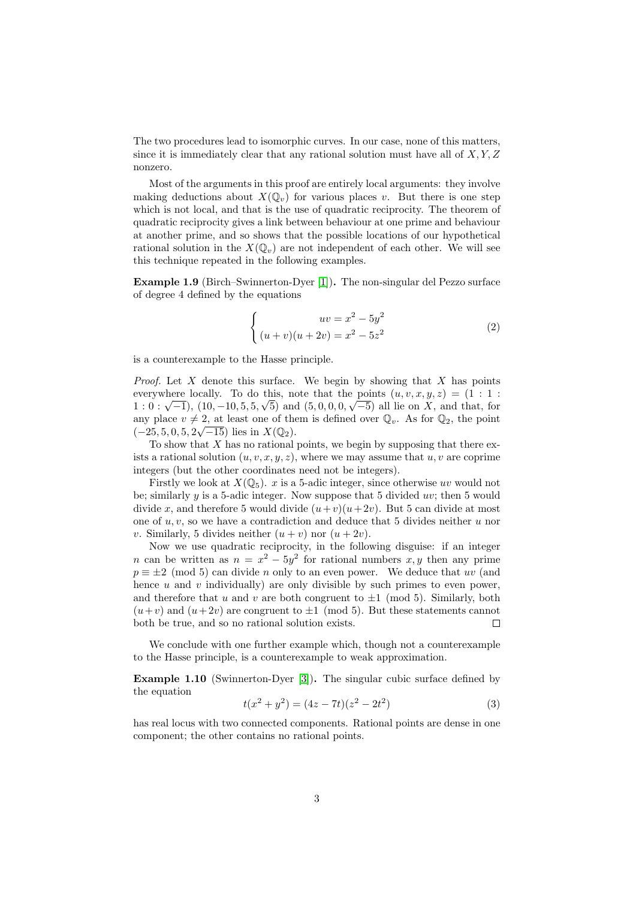The two procedures lead to isomorphic curves. In our case, none of this matters, since it is immediately clear that any rational solution must have all of $X, Y, Z$ nonzero.

Most of the arguments in this proof are entirely local arguments: they involve making deductions about $X(\mathbb{Q}_v)$ for various places $v$. But there is one step which is not local, and that is the use of quadratic reciprocity. The theorem of quadratic reciprocity gives a link between behaviour at one prime and behaviour at another prime, and so shows that the possible locations of our hypothetical rational solution in the $X(\mathbb{Q}_v)$ are not independent of each other. We will see this technique repeated in the following examples.

**Example 1.9** (Birch–Swinnerton-Dyer [1])**.** The non-singular del Pezzo surface of degree 4 defined by the equations

$$\begin{cases} uv = x^2 - 5y^2 \\ (u+v)(u+2v) = x^2 - 5z^2 \end{cases} \tag{2}$$

is a counterexample to the Hasse principle.

*Proof.* Let $X$ denote this surface. We begin by showing that $X$ has points everywhere locally. To do this, note that the points $(u, v, x, y, z) = (1 : 1 : 1 : 0 : \sqrt{-1})$, $(10, -10, 5, 5, \sqrt{5})$ and $(5, 0, 0, 0, \sqrt{-5})$ all lie on $X$, and that, for any place $v \neq 2$, at least one of them is defined over $\mathbb{Q}_v$. As for $\mathbb{Q}_2$, the point $(-25, 5, 0, 5, 2\sqrt{-15})$ lies in $X(\mathbb{Q}_2)$.

To show that $X$ has no rational points, we begin by supposing that there exists a rational solution $(u, v, x, y, z)$, where we may assume that $u, v$ are coprime integers (but the other coordinates need not be integers).

Firstly we look at $X(\mathbb{Q}_5)$. $x$ is a 5-adic integer, since otherwise $uv$ would not be; similarly $y$ is a 5-adic integer. Now suppose that 5 divided $uv$; then 5 would divide $x$, and therefore 5 would divide $(u+v)(u+2v)$. But 5 can divide at most one of $u, v$, so we have a contradiction and deduce that 5 divides neither $u$ nor $v$. Similarly, 5 divides neither $(u+v)$ nor $(u+2v)$.

Now we use quadratic reciprocity, in the following disguise: if an integer $n$ can be written as $n = x^2 - 5y^2$ for rational numbers $x, y$ then any prime $p \equiv \pm 2 \pmod 5$ can divide $n$ only to an even power. We deduce that $uv$ (and hence $u$ and $v$ individually) are only divisible by such primes to even power, and therefore that $u$ and $v$ are both congruent to $\pm 1 \pmod 5$. Similarly, both $(u+v)$ and $(u+2v)$ are congruent to $\pm 1 \pmod 5$. But these statements cannot both be true, and so no rational solution exists. $\square$

We conclude with one further example which, though not a counterexample to the Hasse principle, is a counterexample to weak approximation.

**Example 1.10** (Swinnerton-Dyer [3])**.** The singular cubic surface defined by the equation

$$t(x^2 + y^2) = (4z - 7t)(z^2 - 2t^2) \tag{3}$$

has real locus with two connected components. Rational points are dense in one component; the other contains no rational points.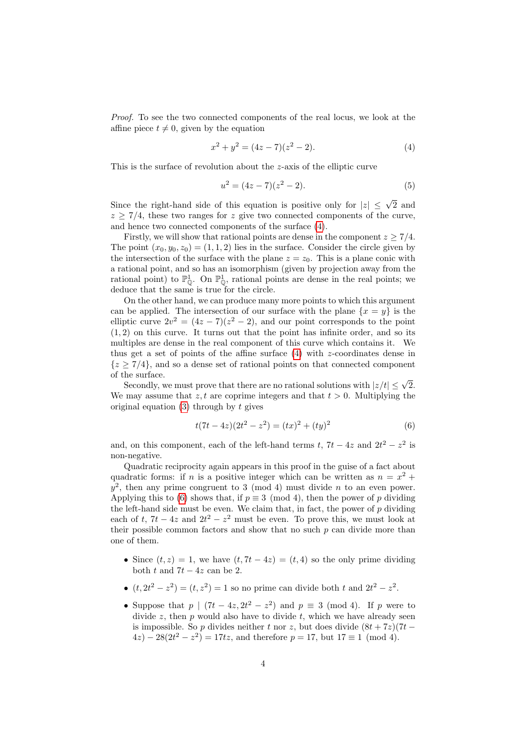*Proof.* To see the two connected components of the real locus, we look at the affine piece $t \neq 0$, given by the equation

$$x^2 + y^2 = (4z - 7)(z^2 - 2). \tag{4}$$

This is the surface of revolution about the $z$-axis of the elliptic curve

$$u^2 = (4z - 7)(z^2 - 2). \tag{5}$$

Since the right-hand side of this equation is positive only for $|z| \leq \sqrt{2}$ and $z \geq 7/4$, these two ranges for $z$ give two connected components of the curve, and hence two connected components of the surface (4).

Firstly, we will show that rational points are dense in the component $z \geq 7/4$. The point $(x_0, y_0, z_0) = (1, 1, 2)$ lies in the surface. Consider the circle given by the intersection of the surface with the plane $z = z_0$. This is a plane conic with a rational point, and so has an isomorphism (given by projection away from the rational point) to $\mathbb{P}^1_{\mathbb{Q}}$. On $\mathbb{P}^1_{\mathbb{Q}}$, rational points are dense in the real points; we deduce that the same is true for the circle.

On the other hand, we can produce many more points to which this argument can be applied. The intersection of our surface with the plane $\{x = y\}$ is the elliptic curve $2v^2 = (4z - 7)(z^2 - 2)$, and our point corresponds to the point $(1, 2)$ on this curve. It turns out that the point has infinite order, and so its multiples are dense in the real component of this curve which contains it. We thus get a set of points of the affine surface (4) with $z$-coordinates dense in $\{z \geq 7/4\}$, and so a dense set of rational points on that connected component of the surface.

Secondly, we must prove that there are no rational solutions with $|z/t| \leq \sqrt{2}$. We may assume that $z, t$ are coprime integers and that $t > 0$. Multiplying the original equation (3) through by $t$ gives

$$t(7t - 4z)(2t^2 - z^2) = (tx)^2 + (ty)^2 \tag{6}$$

and, on this component, each of the left-hand terms $t$, $7t - 4z$ and $2t^2 - z^2$ is non-negative.

Quadratic reciprocity again appears in this proof in the guise of a fact about quadratic forms: if $n$ is a positive integer which can be written as $n = x^2 + y^2$, then any prime congruent to 3 (mod 4) must divide $n$ to an even power. Applying this to (6) shows that, if $p \equiv 3 \pmod 4$, then the power of $p$ dividing the left-hand side must be even. We claim that, in fact, the power of $p$ dividing each of $t$, $7t - 4z$ and $2t^2 - z^2$ must be even. To prove this, we must look at their possible common factors and show that no such $p$ can divide more than one of them.

- Since $(t, z) = 1$, we have $(t, 7t - 4z) = (t, 4)$ so the only prime dividing both $t$ and $7t - 4z$ can be 2.
- $(t, 2t^2 - z^2) = (t, z^2) = 1$ so no prime can divide both $t$ and $2t^2 - z^2$.
- Suppose that $p \mid (7t - 4z, 2t^2 - z^2)$ and $p \equiv 3 \pmod 4$. If $p$ were to divide $z$, then $p$ would also have to divide $t$, which we have already seen is impossible. So $p$ divides neither $t$ nor $z$, but does divide $(8t + 7z)(7t - 4z) - 28(2t^2 - z^2) = 17tz$, and therefore $p = 17$, but $17 \equiv 1 \pmod 4$.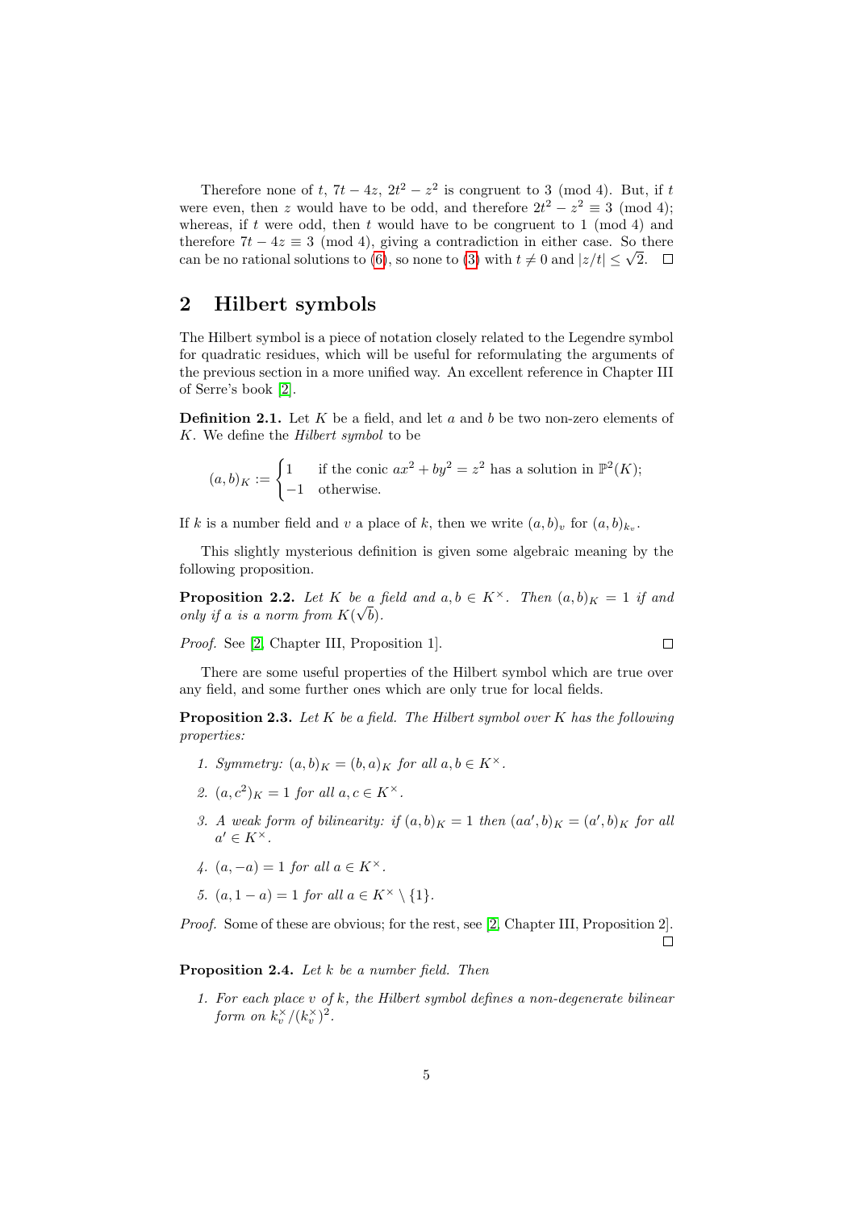Therefore none of $t$, $7t - 4z$, $2t^2 - z^2$ is congruent to 3 (mod 4). But, if $t$ were even, then $z$ would have to be odd, and therefore $2t^2 - z^2 \equiv 3 \pmod 4$; whereas, if $t$ were odd, then $t$ would have to be congruent to 1 (mod 4) and therefore $7t - 4z \equiv 3 \pmod 4$, giving a contradiction in either case. So there can be no rational solutions to (6), so none to (3) with $t \neq 0$ and $|z/t| \leq \sqrt{2}$. □

## 2 Hilbert symbols

The Hilbert symbol is a piece of notation closely related to the Legendre symbol for quadratic residues, which will be useful for reformulating the arguments of the previous section in a more unified way. An excellent reference in Chapter III of Serre's book [2].

**Definition 2.1.** Let $K$ be a field, and let $a$ and $b$ be two non-zero elements of $K$. We define the *Hilbert symbol* to be

$$(a, b)_K := \begin{cases} 1 & \text{if the conic } ax^2 + by^2 = z^2 \text{ has a solution in } \mathbb{P}^2(K); \\ -1 & \text{otherwise.} \end{cases}$$

If $k$ is a number field and $v$ a place of $k$, then we write $(a, b)_v$ for $(a, b)_{k_v}$.

This slightly mysterious definition is given some algebraic meaning by the following proposition.

**Proposition 2.2.** *Let $K$ be a field and $a, b \in K^\times$. Then $(a, b)_K = 1$ if and only if $a$ is a norm from $K(\sqrt{b})$.*

*Proof.* See [2, Chapter III, Proposition 1]. □

There are some useful properties of the Hilbert symbol which are true over any field, and some further ones which are only true for local fields.

**Proposition 2.3.** *Let $K$ be a field. The Hilbert symbol over $K$ has the following properties:*

1. *Symmetry: $(a, b)_K = (b, a)_K$ for all $a, b \in K^\times$.*
2. *$(a, c^2)_K = 1$ for all $a, c \in K^\times$.*
3. *A weak form of bilinearity: if $(a, b)_K = 1$ then $(aa', b)_K = (a', b)_K$ for all $a' \in K^\times$.*
4. *$(a, -a) = 1$ for all $a \in K^\times$.*
5. *$(a, 1 - a) = 1$ for all $a \in K^\times \setminus \{1\}$.*

*Proof.* Some of these are obvious; for the rest, see [2, Chapter III, Proposition 2]. □

**Proposition 2.4.** *Let $k$ be a number field. Then*

1. *For each place $v$ of $k$, the Hilbert symbol defines a non-degenerate bilinear form on $k_v^\times/(k_v^\times)^2$.*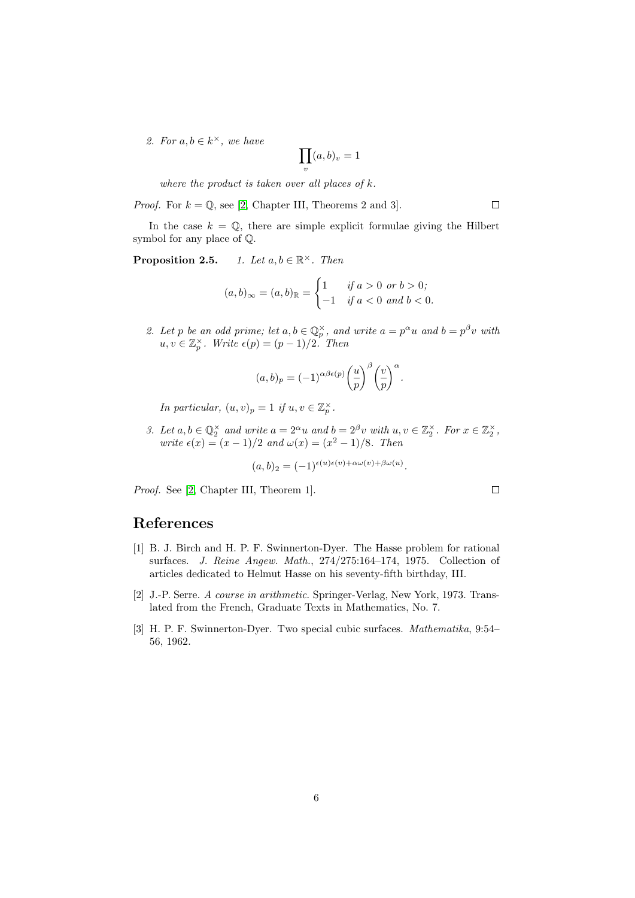2. *For $a, b \in k^\times$, we have*

$$\prod_v (a,b)_v = 1$$

*where the product is taken over all places of $k$.*

*Proof.* For $k = \mathbb{Q}$, see [2, Chapter III, Theorems 2 and 3]. □

In the case $k = \mathbb{Q}$, there are simple explicit formulae giving the Hilbert symbol for any place of $\mathbb{Q}$.

**Proposition 2.5.** *1. Let $a, b \in \mathbb{R}^\times$. Then*

$$(a,b)_\infty = (a,b)_\mathbb{R} = \begin{cases} 1 & \text{if } a > 0 \text{ or } b > 0; \\ -1 & \text{if } a < 0 \text{ and } b < 0. \end{cases}$$

*2. Let $p$ be an odd prime; let $a, b \in \mathbb{Q}_p^\times$, and write $a = p^\alpha u$ and $b = p^\beta v$ with $u, v \in \mathbb{Z}_p^\times$. Write $\epsilon(p) = (p-1)/2$. Then*

$$(a,b)_p = (-1)^{\alpha\beta\epsilon(p)} \left(\frac{u}{p}\right)^\beta \left(\frac{v}{p}\right)^\alpha.$$

*In particular, $(u,v)_p = 1$ if $u, v \in \mathbb{Z}_p^\times$.*

*3. Let $a, b \in \mathbb{Q}_2^\times$ and write $a = 2^\alpha u$ and $b = 2^\beta v$ with $u, v \in \mathbb{Z}_2^\times$. For $x \in \mathbb{Z}_2^\times$, write $\epsilon(x) = (x-1)/2$ and $\omega(x) = (x^2-1)/8$. Then*

$$(a,b)_2 = (-1)^{\epsilon(u)\epsilon(v) + \alpha\omega(v) + \beta\omega(u)}.$$

*Proof.* See [2, Chapter III, Theorem 1]. □

## References

[1] B. J. Birch and H. P. F. Swinnerton-Dyer. The Hasse problem for rational surfaces. *J. Reine Angew. Math.*, 274/275:164–174, 1975. Collection of articles dedicated to Helmut Hasse on his seventy-fifth birthday, III.

[2] J.-P. Serre. *A course in arithmetic*. Springer-Verlag, New York, 1973. Translated from the French, Graduate Texts in Mathematics, No. 7.

[3] H. P. F. Swinnerton-Dyer. Two special cubic surfaces. *Mathematika*, 9:54–56, 1962.